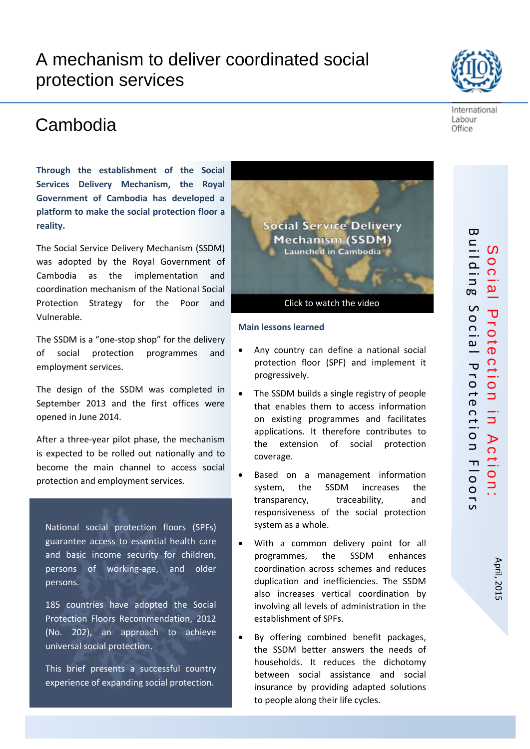# A mechanism to deliver coordinated social protection services

International Labour Office

## Cambodia

Social Protection in Action: Building Social Protection Floors

April, 2015

**Through the establishment of the Social Services Delivery Mechanism, the Royal Government of Cambodia has developed a platform to make the social protection floor a reality.**

The Social Service Delivery Mechanism (SSDM) was adopted by the Royal Government of Cambodia as the implementation and coordination mechanism of the National Social Protection Strategy for the Poor and Vulnerable.

The SSDM is a "one-stop shop" for the delivery of social protection programmes and employment services.

The design of the SSDM was completed in September 2013 and the first offices were opened in June 2014.

After a three-year pilot phase, the mechanism is expected to be rolled out nationally and to become the main channel to access social protection and employment services.

National social protection floors (SPFs) guarantee access to essential health care and basic income security for children, persons of working-age, and older persons.

185 countries have adopted the Social Protection Floors Recommendation, 2012 (No. 202), an approach to achieve universal social protection.

This brief presents a successful country experience of expanding social protection.

Social Service Delivery Mechanism (SSDM) Launched in Cambodia

Click to watch the video

### Main lessons learned

- Any country can define a national social protection floor (SPF) and implement it progressively.
- The SSDM builds a single registry of people that enables them to access information on existing programmes and facilitates applications. It therefore contributes to the extension of social protection coverage.
- Based on a management information system, the SSDM increases the transparency, traceability, and responsiveness of the social protection system as a whole.
- With a common delivery point for all programmes, the SSDM enhances coordination across schemes and reduces duplication and inefficiencies. The SSDM also increases vertical coordination by involving all levels of administration in the establishment of SPFs.
- By offering combined benefit packages, the SSDM better answers the needs of households. It reduces the dichotomy between social assistance and social insurance by providing adapted solutions to people along their life cycles.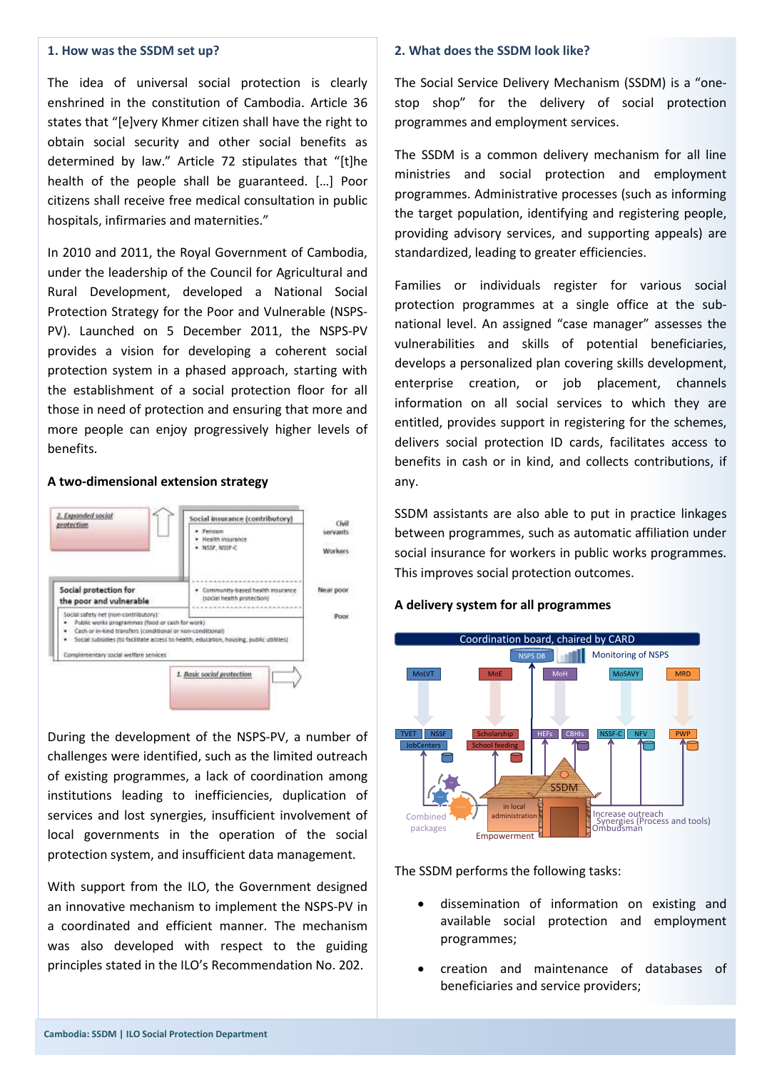## 1. How was the SSDM set up?

The idea of universal social protection is clearly enshrined in the constitution of Cambodia. Article 36 states that "[e]very Khmer citizen shall have the right to obtain social security and other social benefits as determined by law." Article 72 stipulates that "[t]he health of the people shall be guaranteed. […] Poor citizens shall receive free medical consultation in public hospitals, infirmaries and maternities."

In 2010 and 2011, the Royal Government of Cambodia, under the leadership of the Council for Agricultural and Rural Development, developed a National Social Protection Strategy for the Poor and Vulnerable (NSPS-PV). Launched on 5 December 2011, the NSPS-PV provides a vision for developing a coherent social protection system in a phased approach, starting with the establishment of a social protection floor for all those in need of protection and ensuring that more and more people can enjoy progressively higher levels of benefits.

### A two-dimensional extension strategy

During the development of the NSPS-PV, a number of challenges were identified, such as the limited outreach of existing programmes, a lack of coordination among institutions leading to inefficiencies, duplication of services and lost synergies, insufficient involvement of local governments in the operation of the social protection system, and insufficient data management.

With support from the ILO, the Government designed an innovative mechanism to implement the NSPS-PV in a coordinated and efficient manner. The mechanism was also developed with respect to the guiding principles stated in the ILO's Recommendation No. 202.

## 2. What does the SSDM look like?

The Social Service Delivery Mechanism (SSDM) is a "one-stop shop" for the delivery of social protection programmes and employment services.

The SSDM is a common delivery mechanism for all line ministries and social protection and employment programmes. Administrative processes (such as informing the target population, identifying and registering people, providing advisory services, and supporting appeals) are standardized, leading to greater efficiencies.

Families or individuals register for various social protection programmes at a single office at the sub-national level. An assigned "case manager" assesses the vulnerabilities and skills of potential beneficiaries, develops a personalized plan covering skills development, enterprise creation, or job placement, channels information on all social services to which they are entitled, provides support in registering for the schemes, delivers social protection ID cards, facilitates access to benefits in cash or in kind, and collects contributions, if any.

SSDM assistants are also able to put in practice linkages between programmes, such as automatic affiliation under social insurance for workers in public works programmes. This improves social protection outcomes.

### A delivery system for all programmes

The SSDM performs the following tasks:

- dissemination of information on existing and available social protection and employment programmes;
- creation and maintenance of databases of beneficiaries and service providers;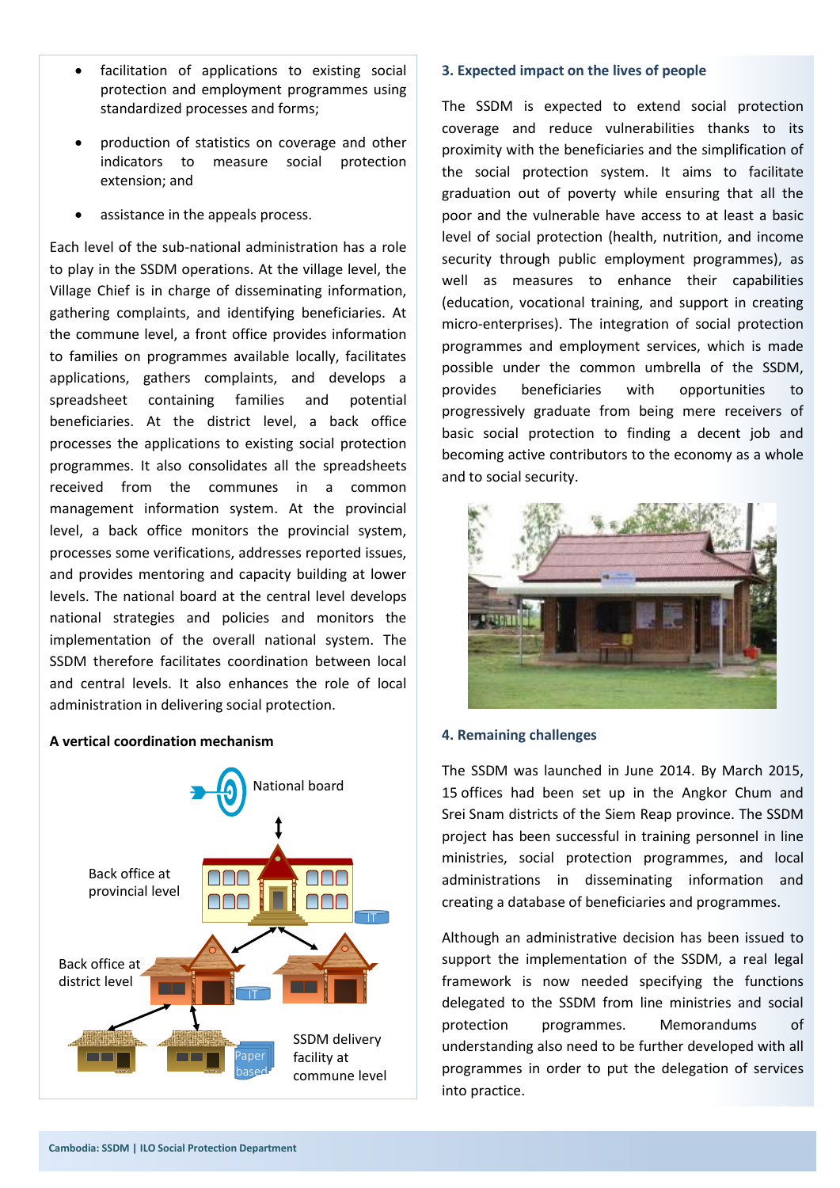- facilitation of applications to existing social protection and employment programmes using standardized processes and forms;
- production of statistics on coverage and other indicators to measure social protection extension; and
- assistance in the appeals process.

Each level of the sub-national administration has a role to play in the SSDM operations. At the village level, the Village Chief is in charge of disseminating information, gathering complaints, and identifying beneficiaries. At the commune level, a front office provides information to families on programmes available locally, facilitates applications, gathers complaints, and develops a spreadsheet containing families and potential beneficiaries. At the district level, a back office processes the applications to existing social protection programmes. It also consolidates all the spreadsheets received from the communes in a common management information system. At the provincial level, a back office monitors the provincial system, processes some verifications, addresses reported issues, and provides mentoring and capacity building at lower levels. The national board at the central level develops national strategies and policies and monitors the implementation of the overall national system. The SSDM therefore facilitates coordination between local and central levels. It also enhances the role of local administration in delivering social protection.

**A vertical coordination mechanism**

National board

Back office at provincial level

IT

Back office at district level

IT

Paper based

SSDM delivery facility at commune level

### 3. Expected impact on the lives of people

The SSDM is expected to extend social protection coverage and reduce vulnerabilities thanks to its proximity with the beneficiaries and the simplification of the social protection system. It aims to facilitate graduation out of poverty while ensuring that all the poor and the vulnerable have access to at least a basic level of social protection (health, nutrition, and income security through public employment programmes), as well as measures to enhance their capabilities (education, vocational training, and support in creating micro-enterprises). The integration of social protection programmes and employment services, which is made possible under the common umbrella of the SSDM, provides beneficiaries with opportunities to progressively graduate from being mere receivers of basic social protection to finding a decent job and becoming active contributors to the economy as a whole and to social security.

### 4. Remaining challenges

The SSDM was launched in June 2014. By March 2015, 15 offices had been set up in the Angkor Chum and Srei Snam districts of the Siem Reap province. The SSDM project has been successful in training personnel in line ministries, social protection programmes, and local administrations in disseminating information and creating a database of beneficiaries and programmes.

Although an administrative decision has been issued to support the implementation of the SSDM, a real legal framework is now needed specifying the functions delegated to the SSDM from line ministries and social protection programmes. Memorandums of understanding also need to be further developed with all programmes in order to put the delegation of services into practice.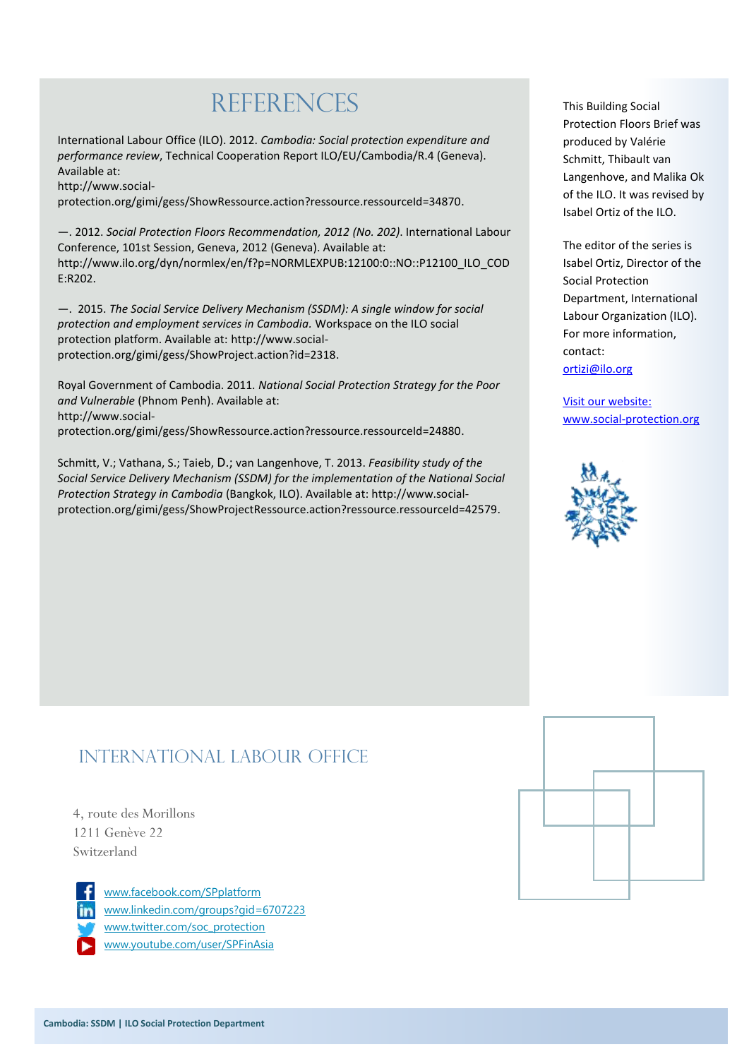# REFERENCES

International Labour Office (ILO). 2012. *Cambodia: Social protection expenditure and performance review*, Technical Cooperation Report ILO/EU/Cambodia/R.4 (Geneva). Available at: http://www.social-protection.org/gimi/gess/ShowRessource.action?ressource.ressourceId=34870.

—. 2012. *Social Protection Floors Recommendation, 2012 (No. 202)*. International Labour Conference, 101st Session, Geneva, 2012 (Geneva). Available at: http://www.ilo.org/dyn/normlex/en/f?p=NORMLEXPUB:12100:0::NO::P12100_ILO_CODE:R202.

—. 2015. *The Social Service Delivery Mechanism (SSDM): A single window for social protection and employment services in Cambodia.* Workspace on the ILO social protection platform. Available at: http://www.social-protection.org/gimi/gess/ShowProject.action?id=2318.

Royal Government of Cambodia. 2011. *National Social Protection Strategy for the Poor and Vulnerable* (Phnom Penh). Available at: http://www.social-protection.org/gimi/gess/ShowRessource.action?ressource.ressourceId=24880.

Schmitt, V.; Vathana, S.; Taieb, D.; van Langenhove, T. 2013. *Feasibility study of the Social Service Delivery Mechanism (SSDM) for the implementation of the National Social Protection Strategy in Cambodia* (Bangkok, ILO). Available at: http://www.social-protection.org/gimi/gess/ShowProjectRessource.action?ressource.ressourceId=42579.

This Building Social Protection Floors Brief was produced by Valérie Schmitt, Thibault van Langenhove, and Malika Ok of the ILO. It was revised by Isabel Ortiz of the ILO.

The editor of the series is Isabel Ortiz, Director of the Social Protection Department, International Labour Organization (ILO). For more information, contact: ortizi@ilo.org

Visit our website: www.social-protection.org

## INTERNATIONAL LABOUR OFFICE

4, route des Morillons
1211 Genève 22
Switzerland

www.facebook.com/SPplatform
www.linkedin.com/groups?gid=6707223
www.twitter.com/soc_protection
www.youtube.com/user/SPFinAsia